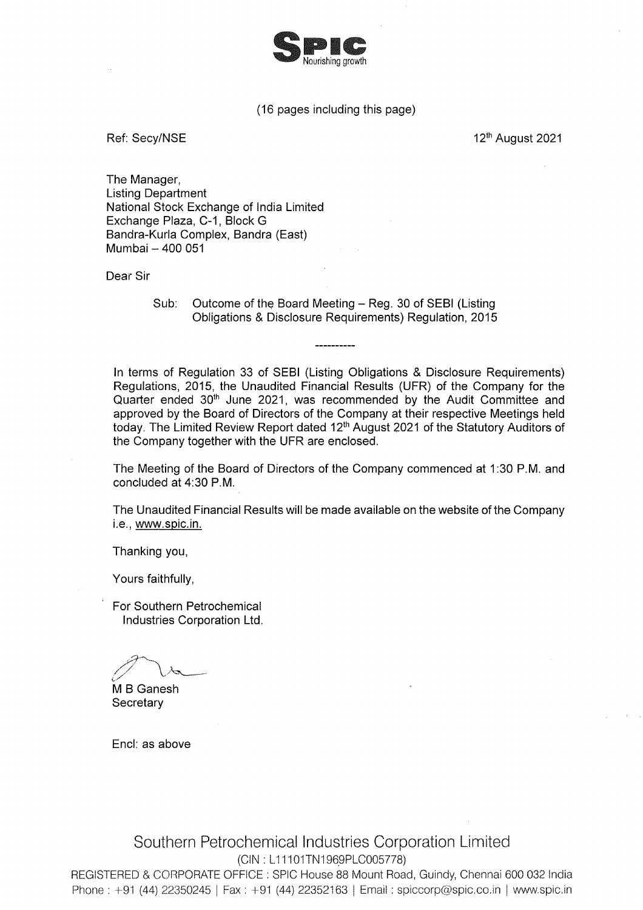**SPIC** Nourishing growth

(16 pages including this page)

Ref: Secy/NSE

12th August 2021

The Manager,
Listing Department
National Stock Exchange of India Limited
Exchange Plaza, C-1, Block G
Bandra-Kurla Complex, Bandra (East)
Mumbai – 400 051

Dear Sir

Sub: Outcome of the Board Meeting – Reg. 30 of SEBI (Listing Obligations & Disclosure Requirements) Regulation, 2015

----------

In terms of Regulation 33 of SEBI (Listing Obligations & Disclosure Requirements) Regulations, 2015, the Unaudited Financial Results (UFR) of the Company for the Quarter ended 30th June 2021, was recommended by the Audit Committee and approved by the Board of Directors of the Company at their respective Meetings held today. The Limited Review Report dated 12th August 2021 of the Statutory Auditors of the Company together with the UFR are enclosed.

The Meeting of the Board of Directors of the Company commenced at 1:30 P.M. and concluded at 4:30 P.M.

The Unaudited Financial Results will be made available on the website of the Company i.e., www.spic.in.

Thanking you,

Yours faithfully,

For Southern Petrochemical Industries Corporation Ltd.

M B Ganesh
Secretary

Encl: as above

Southern Petrochemical Industries Corporation Limited
(CIN : L11101TN1969PLC005778)
REGISTERED & CORPORATE OFFICE : SPIC House 88 Mount Road, Guindy, Chennai 600 032 India
Phone : +91 (44) 22350245 | Fax : +91 (44) 22352163 | Email : spiccorp@spic.co.in | www.spic.in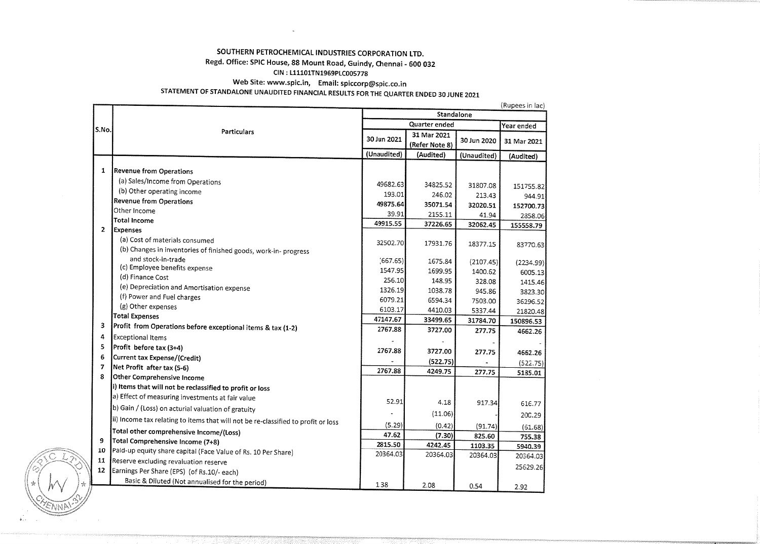# SOUTHERN PETROCHEMICAL INDUSTRIES CORPORATION LTD.

**Regd. Office: SPIC House, 88 Mount Road, Guindy, Chennai - 600 032**

**CIN : L11101TN1969PLC005778**

**Web Site: www.spic.in, Email: spiccorp@spic.co.in**

**STATEMENT OF STANDALONE UNAUDITED FINANCIAL RESULTS FOR THE QUARTER ENDED 30 JUNE 2021**

(Rupees in lac)

| S.No. | Particulars | Standalone | | | |
|---|---|---|---|---|---|
| | | Quarter ended | | | Year ended |
| | | 30 Jun 2021 | 31 Mar 2021 (Refer Note 8) | 30 Jun 2020 | 31 Mar 2021 |
| | | (Unaudited) | (Audited) | (Unaudited) | (Audited) |
| 1 | **Revenue from Operations** | | | | |
| | (a) Sales/Income from Operations | 49682.63 | 34825.52 | 31807.08 | 151755.82 |
| | (b) Other operating income | 193.01 | 246.02 | 213.43 | 944.91 |
| | **Revenue from Operations** | 49875.64 | 35071.54 | 32020.51 | 152700.73 |
| | Other Income | 39.91 | 2155.11 | 41.94 | 2858.06 |
| | **Total Income** | 49915.55 | 37226.65 | 32062.45 | 155558.79 |
| 2 | **Expenses** | | | | |
| | (a) Cost of materials consumed | 32502.70 | 17931.76 | 18377.15 | 83770.63 |
| | (b) Changes in inventories of finished goods, work-in- progress and stock-in-trade | (667.65) | 1675.84 | (2107.45) | (2234.99) |
| | (c) Employee benefits expense | 1547.95 | 1699.95 | 1400.62 | 6005.13 |
| | (d) Finance Cost | 256.10 | 148.95 | 328.08 | 1415.46 |
| | (e) Depreciation and Amortisation expense | 1326.19 | 1038.78 | 945.86 | 3823.30 |
| | (f) Power and Fuel charges | 6079.21 | 6594.34 | 7503.00 | 36296.52 |
| | (g) Other expenses | 6103.17 | 4410.03 | 5337.44 | 21820.48 |
| | **Total Expenses** | 47147.67 | 33499.65 | 31784.70 | 150896.53 |
| 3 | **Profit from Operations before exceptional items & tax (1-2)** | 2767.88 | 3727.00 | 277.75 | 4662.26 |
| 4 | Exceptional Items | - | - | - | - |
| 5 | **Profit before tax (3+4)** | 2767.88 | 3727.00 | 277.75 | 4662.26 |
| 6 | **Current tax Expense/(Credit)** | - | (522.75) | - | (522.75) |
| 7 | **Net Profit after tax (5-6)** | 2767.88 | 4249.75 | 277.75 | 5185.01 |
| 8 | **Other Comprehensive Income** | | | | |
| | **i) Items that will not be reclassified to profit or loss** | | | | |
| | a) Effect of measuring investments at fair value | 52.91 | 4.18 | 917.34 | 616.77 |
| | b) Gain / (Loss) on acturial valuation of gratuity | - | (11.06) | - | 200.29 |
| | ii) Income tax relating to items that will not be re-classified to profit or loss | (5.29) | (0.42) | (91.74) | (61.68) |
| | **Total other comprehensive Income/(Loss)** | 47.62 | (7.30) | 825.60 | 755.38 |
| 9 | **Total Comprehensive Income (7+8)** | 2815.50 | 4242.45 | 1103.35 | 5940.39 |
| 10 | Paid-up equity share capital (Face Value of Rs. 10 Per Share) | 20364.03 | 20364.03 | 20364.03 | 20364.03 |
| 11 | Reserve excluding revaluation reserve | | | | 25629.26 |
| 12 | Earnings Per Share (EPS) (of Rs.10/- each) | | | | |
| | Basic & Diluted (Not annualised for the period) | 1.38 | 2.08 | 0.54 | 2.92 |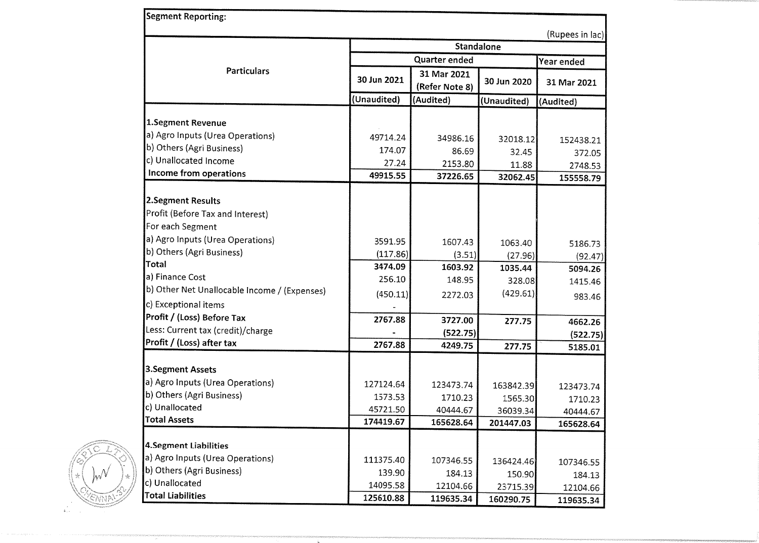**Segment Reporting:**

(Rupees in lac)

| Particulars | Standalone | | | |
|---|---|---|---|---|
| | Quarter ended | | | Year ended |
| | 30 Jun 2021 | 31 Mar 2021 (Refer Note 8) | 30 Jun 2020 | 31 Mar 2021 |
| | (Unaudited) | (Audited) | (Unaudited) | (Audited) |
| **1.Segment Revenue** | | | | |
| a) Agro Inputs (Urea Operations) | 49714.24 | 34986.16 | 32018.12 | 152438.21 |
| b) Others (Agri Business) | 174.07 | 86.69 | 32.45 | 372.05 |
| c) Unallocated Income | 27.24 | 2153.80 | 11.88 | 2748.53 |
| **Income from operations** | **49915.55** | **37226.65** | **32062.45** | **155558.79** |
| **2.Segment Results** | | | | |
| Profit (Before Tax and Interest) | | | | |
| For each Segment | | | | |
| a) Agro Inputs (Urea Operations) | 3591.95 | 1607.43 | 1063.40 | 5186.73 |
| b) Others (Agri Business) | (117.86) | (3.51) | (27.96) | (92.47) |
| **Total** | **3474.09** | **1603.92** | **1035.44** | **5094.26** |
| a) Finance Cost | 256.10 | 148.95 | 328.08 | 1415.46 |
| b) Other Net Unallocable Income / (Expenses) | (450.11) | 2272.03 | (429.61) | 983.46 |
| c) Exceptional items | - | | | |
| **Profit / (Loss) Before Tax** | **2767.88** | **3727.00** | **277.75** | **4662.26** |
| Less: Current tax (credit)/charge | - | (522.75) | | (522.75) |
| **Profit / (Loss) after tax** | **2767.88** | **4249.75** | **277.75** | **5185.01** |
| **3.Segment Assets** | | | | |
| a) Agro Inputs (Urea Operations) | 127124.64 | 123473.74 | 163842.39 | 123473.74 |
| b) Others (Agri Business) | 1573.53 | 1710.23 | 1565.30 | 1710.23 |
| c) Unallocated | 45721.50 | 40444.67 | 36039.34 | 40444.67 |
| **Total Assets** | **174419.67** | **165628.64** | **201447.03** | **165628.64** |
| **4.Segment Liabilities** | | | | |
| a) Agro Inputs (Urea Operations) | 111375.40 | 107346.55 | 136424.46 | 107346.55 |
| b) Others (Agri Business) | 139.90 | 184.13 | 150.90 | 184.13 |
| c) Unallocated | 14095.58 | 12104.66 | 23715.39 | 12104.66 |
| **Total Liabilities** | **125610.88** | **119635.34** | **160290.75** | **119635.34** |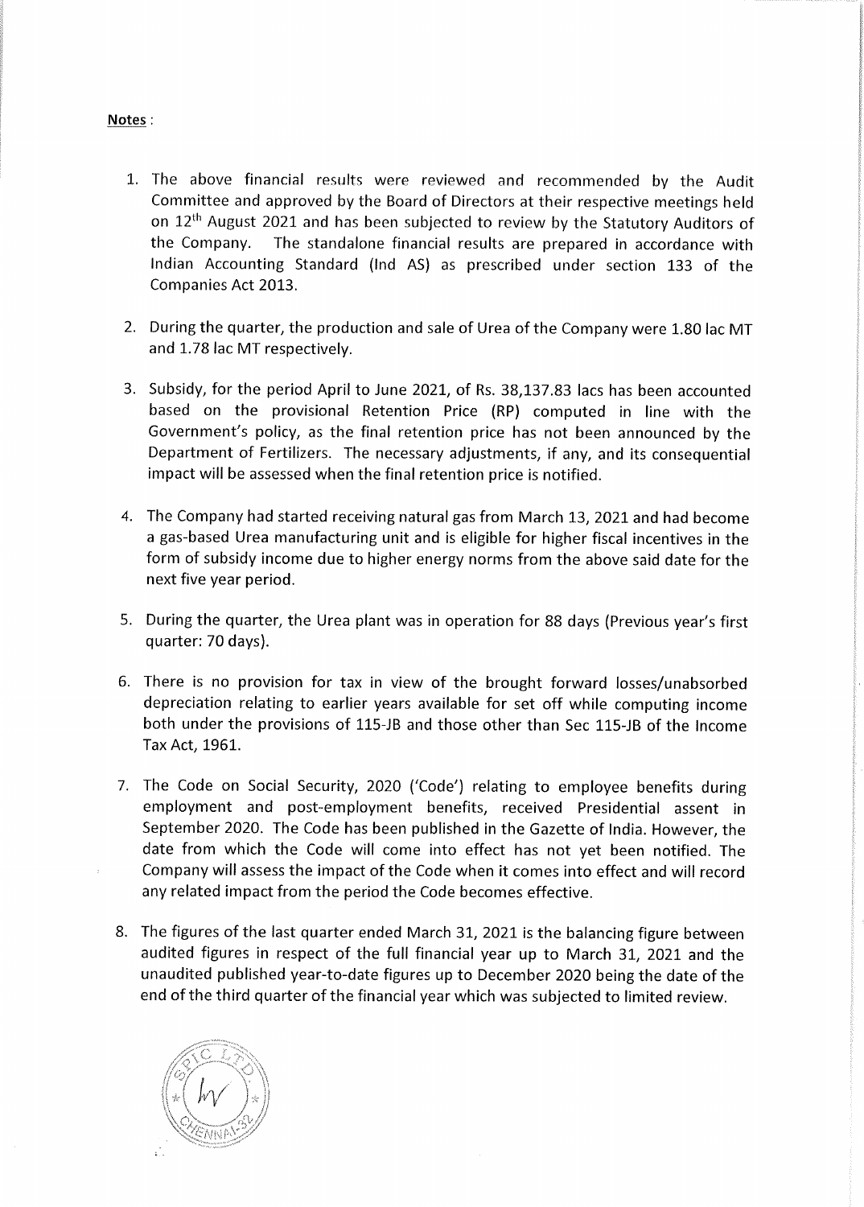**Notes** :

1. The above financial results were reviewed and recommended by the Audit Committee and approved by the Board of Directors at their respective meetings held on 12th August 2021 and has been subjected to review by the Statutory Auditors of the Company. The standalone financial results are prepared in accordance with Indian Accounting Standard (Ind AS) as prescribed under section 133 of the Companies Act 2013.

2. During the quarter, the production and sale of Urea of the Company were 1.80 lac MT and 1.78 lac MT respectively.

3. Subsidy, for the period April to June 2021, of Rs. 38,137.83 lacs has been accounted based on the provisional Retention Price (RP) computed in line with the Government's policy, as the final retention price has not been announced by the Department of Fertilizers. The necessary adjustments, if any, and its consequential impact will be assessed when the final retention price is notified.

4. The Company had started receiving natural gas from March 13, 2021 and had become a gas-based Urea manufacturing unit and is eligible for higher fiscal incentives in the form of subsidy income due to higher energy norms from the above said date for the next five year period.

5. During the quarter, the Urea plant was in operation for 88 days (Previous year's first quarter: 70 days).

6. There is no provision for tax in view of the brought forward losses/unabsorbed depreciation relating to earlier years available for set off while computing income both under the provisions of 115-JB and those other than Sec 115-JB of the Income Tax Act, 1961.

7. The Code on Social Security, 2020 ('Code') relating to employee benefits during employment and post-employment benefits, received Presidential assent in September 2020. The Code has been published in the Gazette of India. However, the date from which the Code will come into effect has not yet been notified. The Company will assess the impact of the Code when it comes into effect and will record any related impact from the period the Code becomes effective.

8. The figures of the last quarter ended March 31, 2021 is the balancing figure between audited figures in respect of the full financial year up to March 31, 2021 and the unaudited published year-to-date figures up to December 2020 being the date of the end of the third quarter of the financial year which was subjected to limited review.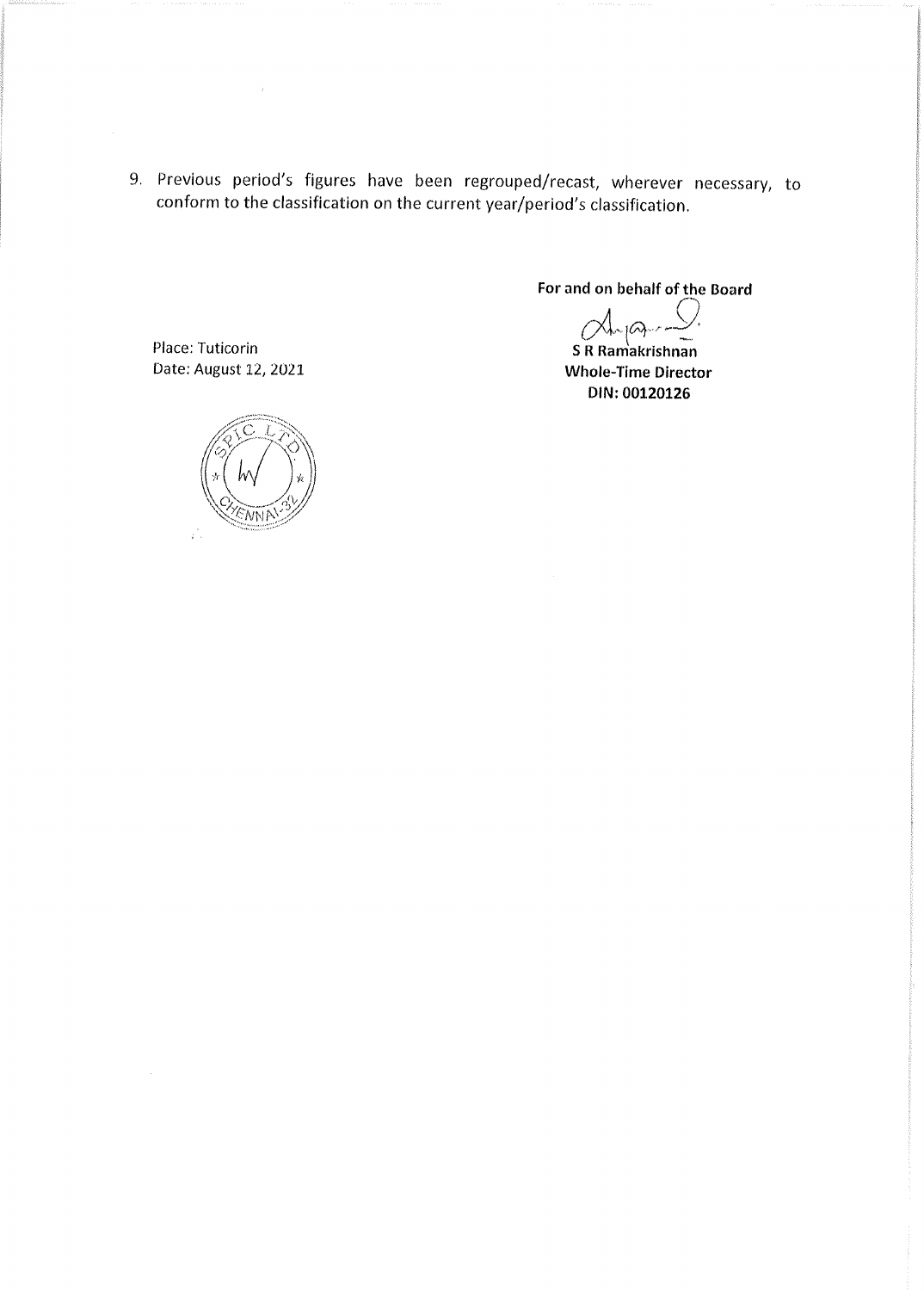9. Previous period's figures have been regrouped/recast, wherever necessary, to conform to the classification on the current year/period's classification.

**For and on behalf of the Board**

**S R Ramakrishnan**
**Whole-Time Director**
**DIN: 00120126**

Place: Tuticorin
Date: August 12, 2021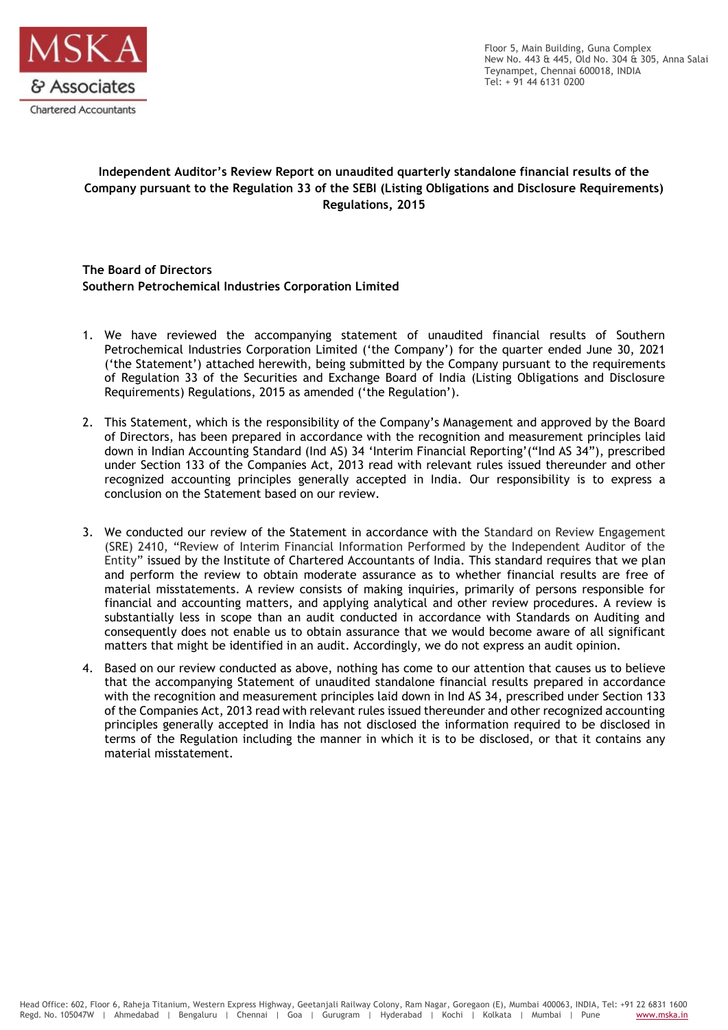MSKA & Associates
Chartered Accountants

Floor 5, Main Building, Guna Complex
New No. 443 & 445, Old No. 304 & 305, Anna Salai
Teynampet, Chennai 600018, INDIA
Tel: + 91 44 6131 0200

**Independent Auditor's Review Report on unaudited quarterly standalone financial results of the Company pursuant to the Regulation 33 of the SEBI (Listing Obligations and Disclosure Requirements) Regulations, 2015**

**The Board of Directors**
**Southern Petrochemical Industries Corporation Limited**

1. We have reviewed the accompanying statement of unaudited financial results of Southern Petrochemical Industries Corporation Limited ('the Company') for the quarter ended June 30, 2021 ('the Statement') attached herewith, being submitted by the Company pursuant to the requirements of Regulation 33 of the Securities and Exchange Board of India (Listing Obligations and Disclosure Requirements) Regulations, 2015 as amended ('the Regulation').

2. This Statement, which is the responsibility of the Company's Management and approved by the Board of Directors, has been prepared in accordance with the recognition and measurement principles laid down in Indian Accounting Standard (Ind AS) 34 'Interim Financial Reporting'("Ind AS 34"), prescribed under Section 133 of the Companies Act, 2013 read with relevant rules issued thereunder and other recognized accounting principles generally accepted in India. Our responsibility is to express a conclusion on the Statement based on our review.

3. We conducted our review of the Statement in accordance with the Standard on Review Engagement (SRE) 2410, "Review of Interim Financial Information Performed by the Independent Auditor of the Entity" issued by the Institute of Chartered Accountants of India. This standard requires that we plan and perform the review to obtain moderate assurance as to whether financial results are free of material misstatements. A review consists of making inquiries, primarily of persons responsible for financial and accounting matters, and applying analytical and other review procedures. A review is substantially less in scope than an audit conducted in accordance with Standards on Auditing and consequently does not enable us to obtain assurance that we would become aware of all significant matters that might be identified in an audit. Accordingly, we do not express an audit opinion.

4. Based on our review conducted as above, nothing has come to our attention that causes us to believe that the accompanying Statement of unaudited standalone financial results prepared in accordance with the recognition and measurement principles laid down in Ind AS 34, prescribed under Section 133 of the Companies Act, 2013 read with relevant rules issued thereunder and other recognized accounting principles generally accepted in India has not disclosed the information required to be disclosed in terms of the Regulation including the manner in which it is to be disclosed, or that it contains any material misstatement.

Head Office: 602, Floor 6, Raheja Titanium, Western Express Highway, Geetanjali Railway Colony, Ram Nagar, Goregaon (E), Mumbai 400063, INDIA, Tel: +91 22 6831 1600
Regd. No. 105047W | Ahmedabad | Bengaluru | Chennai | Goa | Gurugram | Hyderabad | Kochi | Kolkata | Mumbai | Pune www.mska.in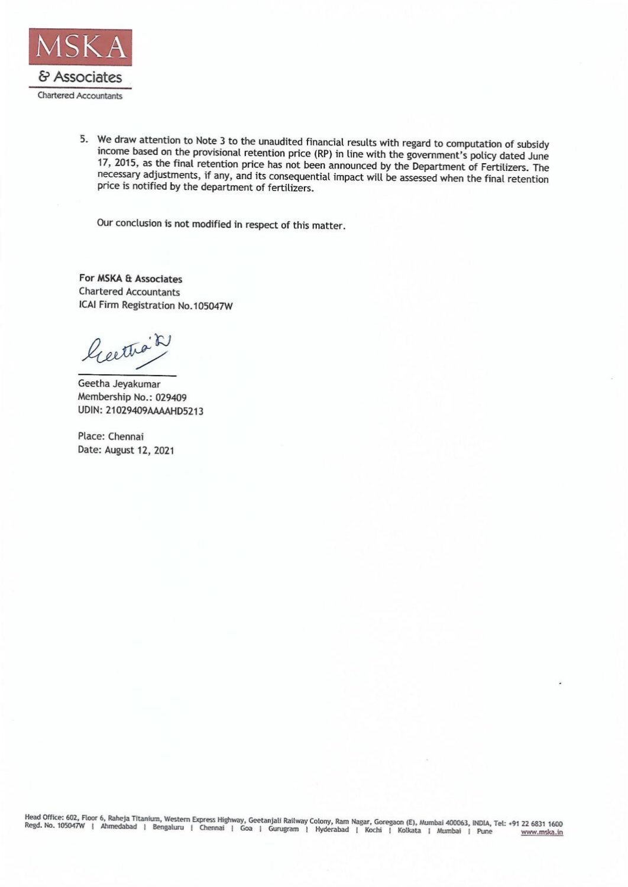5. We draw attention to Note 3 to the unaudited financial results with regard to computation of subsidy income based on the provisional retention price (RP) in line with the government's policy dated June 17, 2015, as the final retention price has not been announced by the Department of Fertilizers. The necessary adjustments, if any, and its consequential impact will be assessed when the final retention price is notified by the department of fertilizers.

   Our conclusion is not modified in respect of this matter.

**For MSKA & Associates**
Chartered Accountants
ICAI Firm Registration No.105047W

Geetha Jeyakumar
Membership No.: 029409
UDIN: 21029409AAAAHD5213

Place: Chennai
Date: August 12, 2021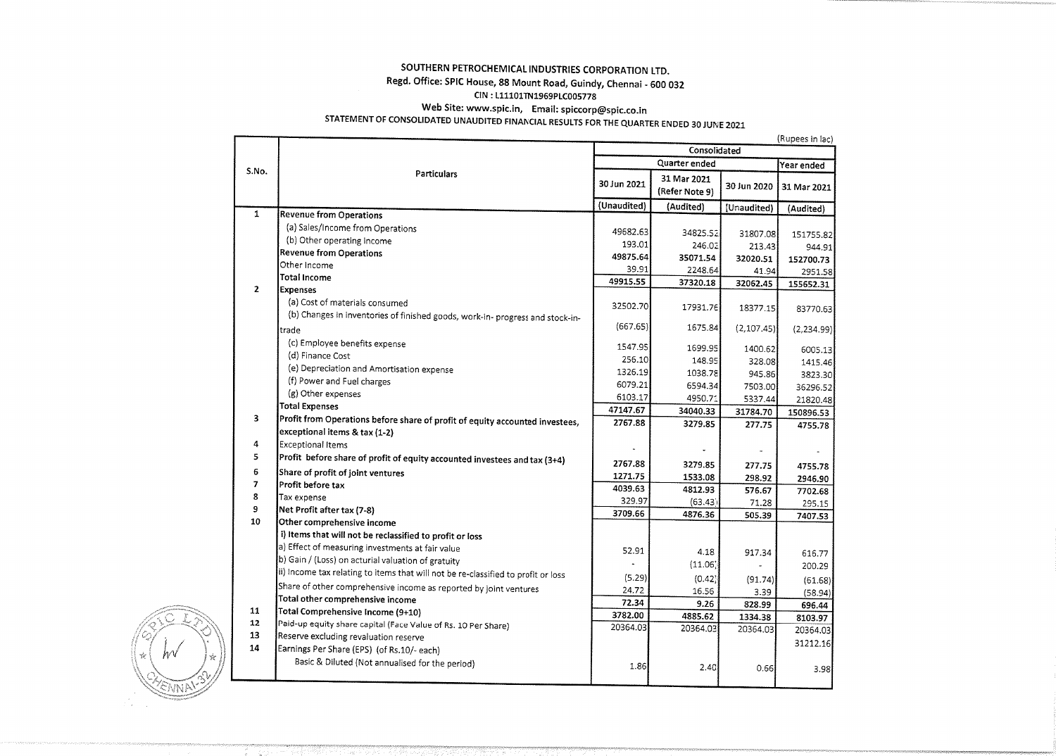# SOUTHERN PETROCHEMICAL INDUSTRIES CORPORATION LTD.

Regd. Office: SPIC House, 88 Mount Road, Guindy, Chennai - 600 032

CIN : L11101TN1969PLC005778

Web Site: www.spic.in, Email: spiccorp@spic.co.in

STATEMENT OF CONSOLIDATED UNAUDITED FINANCIAL RESULTS FOR THE QUARTER ENDED 30 JUNE 2021

(Rupees in lac)

| S.No. | Particulars | Consolidated | | | |
|---|---|---|---|---|---|
| | | Quarter ended | | | Year ended |
| | | 30 Jun 2021 | 31 Mar 2021 (Refer Note 9) | 30 Jun 2020 | 31 Mar 2021 |
| | | (Unaudited) | (Audited) | (Unaudited) | (Audited) |
| 1 | **Revenue from Operations** | | | | |
| | (a) Sales/Income from Operations | 49682.63 | 34825.52 | 31807.08 | 151755.82 |
| | (b) Other operating income | 193.01 | 246.02 | 213.43 | 944.91 |
| | **Revenue from Operations** | 49875.64 | 35071.54 | 32020.51 | 152700.73 |
| | Other Income | 39.91 | 2248.64 | 41.94 | 2951.58 |
| | **Total Income** | 49915.55 | 37320.18 | 32062.45 | 155652.31 |
| 2 | **Expenses** | | | | |
| | (a) Cost of materials consumed | 32502.70 | 17931.76 | 18377.15 | 83770.63 |
| | (b) Changes in inventories of finished goods, work-in- progress and stock-in-trade | (667.65) | 1675.84 | (2,107.45) | (2,234.99) |
| | (c) Employee benefits expense | 1547.95 | 1699.95 | 1400.62 | 6005.13 |
| | (d) Finance Cost | 256.10 | 148.95 | 328.08 | 1415.46 |
| | (e) Depreciation and Amortisation expense | 1326.19 | 1038.78 | 945.86 | 3823.30 |
| | (f) Power and Fuel charges | 6079.21 | 6594.34 | 7503.00 | 36296.52 |
| | (g) Other expenses | 6103.17 | 4950.71 | 5337.44 | 21820.48 |
| | **Total Expenses** | 47147.67 | 34040.33 | 31784.70 | 150896.53 |
| 3 | **Profit from Operations before share of profit of equity accounted investees, exceptional items & tax (1-2)** | 2767.88 | 3279.85 | 277.75 | 4755.78 |
| 4 | Exceptional Items | - | - | - | - |
| 5 | **Profit before share of profit of equity accounted investees and tax (3+4)** | 2767.88 | 3279.85 | 277.75 | 4755.78 |
| 6 | **Share of profit of joint ventures** | 1271.75 | 1533.08 | 298.92 | 2946.90 |
| 7 | **Profit before tax** | 4039.63 | 4812.93 | 576.67 | 7702.68 |
| 8 | Tax expense | 329.97 | (63.43) | 71.28 | 295.15 |
| 9 | **Net Profit after tax (7-8)** | 3709.66 | 4876.36 | 505.39 | 7407.53 |
| 10 | **Other comprehensive income** | | | | |
| | **i) Items that will not be reclassified to profit or loss** | | | | |
| | a) Effect of measuring investments at fair value | 52.91 | 4.18 | 917.34 | 616.77 |
| | b) Gain / (Loss) on acturial valuation of gratuity | - | (11.06) | - | 200.29 |
| | ii) Income tax relating to items that will not be re-classified to profit or loss | (5.29) | (0.42) | (91.74) | (61.68) |
| | Share of other comprehensive income as reported by joint ventures | 24.72 | 16.56 | 3.39 | (58.94) |
| | **Total other comprehensive income** | 72.34 | 9.26 | 828.99 | 696.44 |
| 11 | **Total Comprehensive Income (9+10)** | 3782.00 | 4885.62 | 1334.38 | 8103.97 |
| 12 | Paid-up equity share capital (Face Value of Rs. 10 Per Share) | 20364.03 | 20364.03 | 20364.03 | 20364.03 |
| 13 | Reserve excluding revaluation reserve | | | | 31212.16 |
| 14 | Earnings Per Share (EPS) (of Rs.10/- each) | | | | |
| | Basic & Diluted (Not annualised for the period) | 1.86 | 2.40 | 0.66 | 3.98 |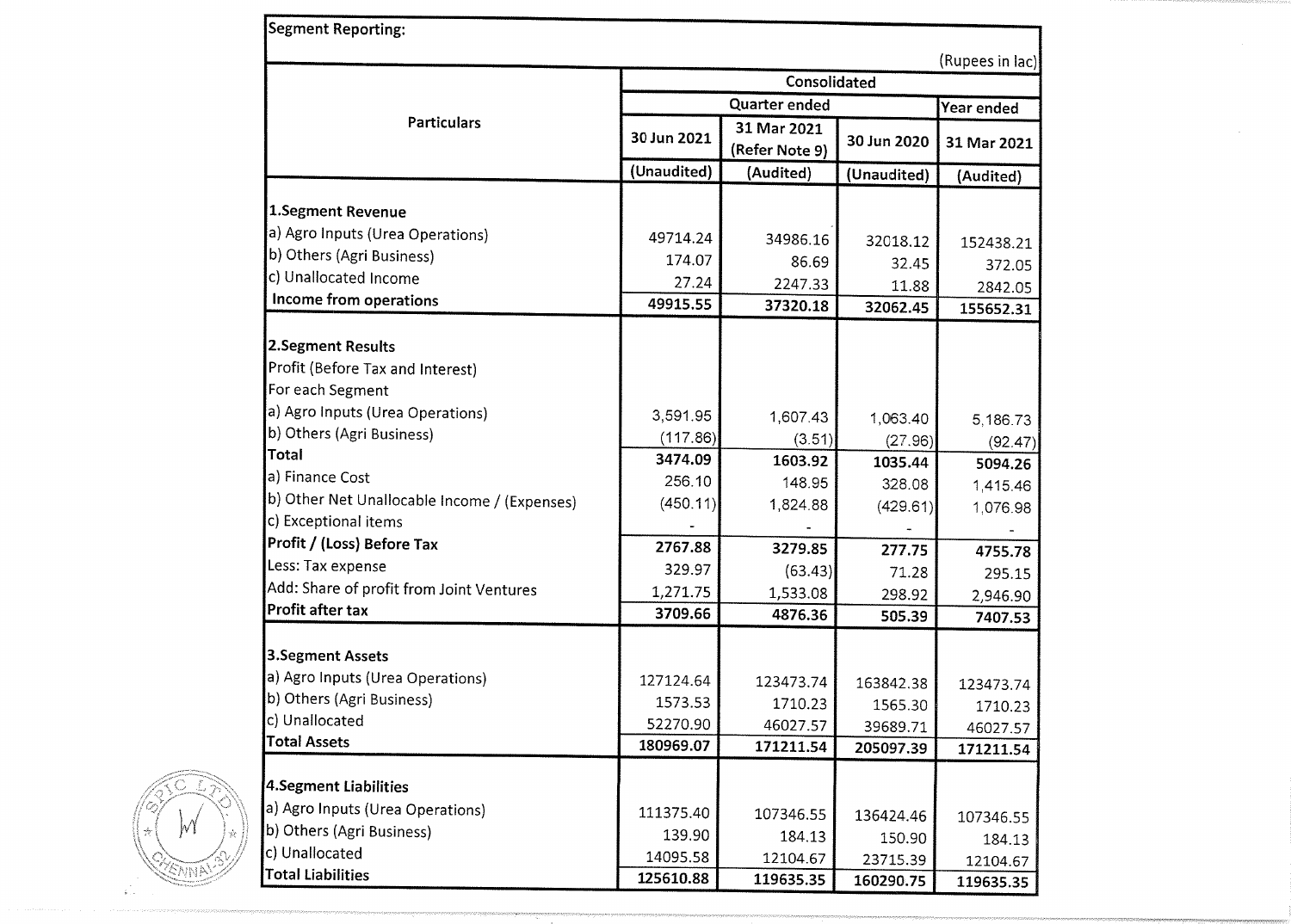## Segment Reporting:

(Rupees in lac)

| Particulars | Consolidated | | | |
|---|---|---|---|---|
| | Quarter ended | | | Year ended |
| | 30 Jun 2021 | 31 Mar 2021 (Refer Note 9) | 30 Jun 2020 | 31 Mar 2021 |
| | (Unaudited) | (Audited) | (Unaudited) | (Audited) |
| **1.Segment Revenue** | | | | |
| a) Agro Inputs (Urea Operations) | 49714.24 | 34986.16 | 32018.12 | 152438.21 |
| b) Others (Agri Business) | 174.07 | 86.69 | 32.45 | 372.05 |
| c) Unallocated Income | 27.24 | 2247.33 | 11.88 | 2842.05 |
| **Income from operations** | **49915.55** | **37320.18** | **32062.45** | **155652.31** |
| **2.Segment Results** | | | | |
| Profit (Before Tax and Interest) | | | | |
| For each Segment | | | | |
| a) Agro Inputs (Urea Operations) | 3,591.95 | 1,607.43 | 1,063.40 | 5,186.73 |
| b) Others (Agri Business) | (117.86) | (3.51) | (27.96) | (92.47) |
| **Total** | **3474.09** | **1603.92** | **1035.44** | **5094.26** |
| a) Finance Cost | 256.10 | 148.95 | 328.08 | 1,415.46 |
| b) Other Net Unallocable Income / (Expenses) | (450.11) | 1,824.88 | (429.61) | 1,076.98 |
| c) Exceptional items | - | - | - | - |
| **Profit / (Loss) Before Tax** | **2767.88** | **3279.85** | **277.75** | **4755.78** |
| Less: Tax expense | 329.97 | (63.43) | 71.28 | 295.15 |
| Add: Share of profit from Joint Ventures | 1,271.75 | 1,533.08 | 298.92 | 2,946.90 |
| **Profit after tax** | **3709.66** | **4876.36** | **505.39** | **7407.53** |
| **3.Segment Assets** | | | | |
| a) Agro Inputs (Urea Operations) | 127124.64 | 123473.74 | 163842.38 | 123473.74 |
| b) Others (Agri Business) | 1573.53 | 1710.23 | 1565.30 | 1710.23 |
| c) Unallocated | 52270.90 | 46027.57 | 39689.71 | 46027.57 |
| **Total Assets** | **180969.07** | **171211.54** | **205097.39** | **171211.54** |
| **4.Segment Liabilities** | | | | |
| a) Agro Inputs (Urea Operations) | 111375.40 | 107346.55 | 136424.46 | 107346.55 |
| b) Others (Agri Business) | 139.90 | 184.13 | 150.90 | 184.13 |
| c) Unallocated | 14095.58 | 12104.67 | 23715.39 | 12104.67 |
| **Total Liabilities** | **125610.88** | **119635.35** | **160290.75** | **119635.35** |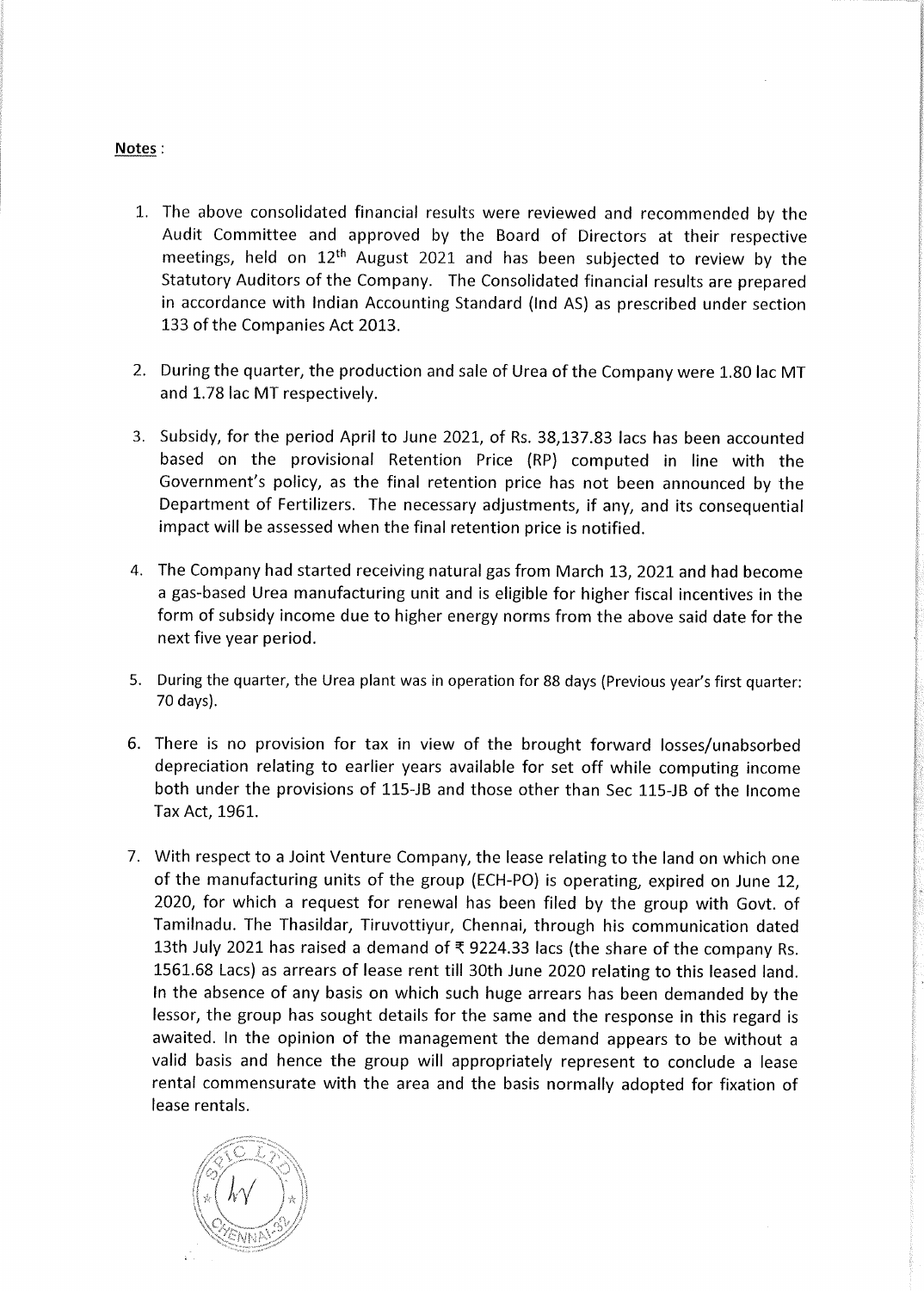**Notes** :

1. The above consolidated financial results were reviewed and recommended by the Audit Committee and approved by the Board of Directors at their respective meetings, held on 12th August 2021 and has been subjected to review by the Statutory Auditors of the Company. The Consolidated financial results are prepared in accordance with Indian Accounting Standard (Ind AS) as prescribed under section 133 of the Companies Act 2013.

2. During the quarter, the production and sale of Urea of the Company were 1.80 lac MT and 1.78 lac MT respectively.

3. Subsidy, for the period April to June 2021, of Rs. 38,137.83 lacs has been accounted based on the provisional Retention Price (RP) computed in line with the Government's policy, as the final retention price has not been announced by the Department of Fertilizers. The necessary adjustments, if any, and its consequential impact will be assessed when the final retention price is notified.

4. The Company had started receiving natural gas from March 13, 2021 and had become a gas-based Urea manufacturing unit and is eligible for higher fiscal incentives in the form of subsidy income due to higher energy norms from the above said date for the next five year period.

5. During the quarter, the Urea plant was in operation for 88 days (Previous year's first quarter: 70 days).

6. There is no provision for tax in view of the brought forward losses/unabsorbed depreciation relating to earlier years available for set off while computing income both under the provisions of 115-JB and those other than Sec 115-JB of the Income Tax Act, 1961.

7. With respect to a Joint Venture Company, the lease relating to the land on which one of the manufacturing units of the group (ECH-PO) is operating, expired on June 12, 2020, for which a request for renewal has been filed by the group with Govt. of Tamilnadu. The Thasildar, Tiruvottiyur, Chennai, through his communication dated 13th July 2021 has raised a demand of ₹ 9224.33 lacs (the share of the company Rs. 1561.68 Lacs) as arrears of lease rent till 30th June 2020 relating to this leased land. In the absence of any basis on which such huge arrears has been demanded by the lessor, the group has sought details for the same and the response in this regard is awaited. In the opinion of the management the demand appears to be without a valid basis and hence the group will appropriately represent to conclude a lease rental commensurate with the area and the basis normally adopted for fixation of lease rentals.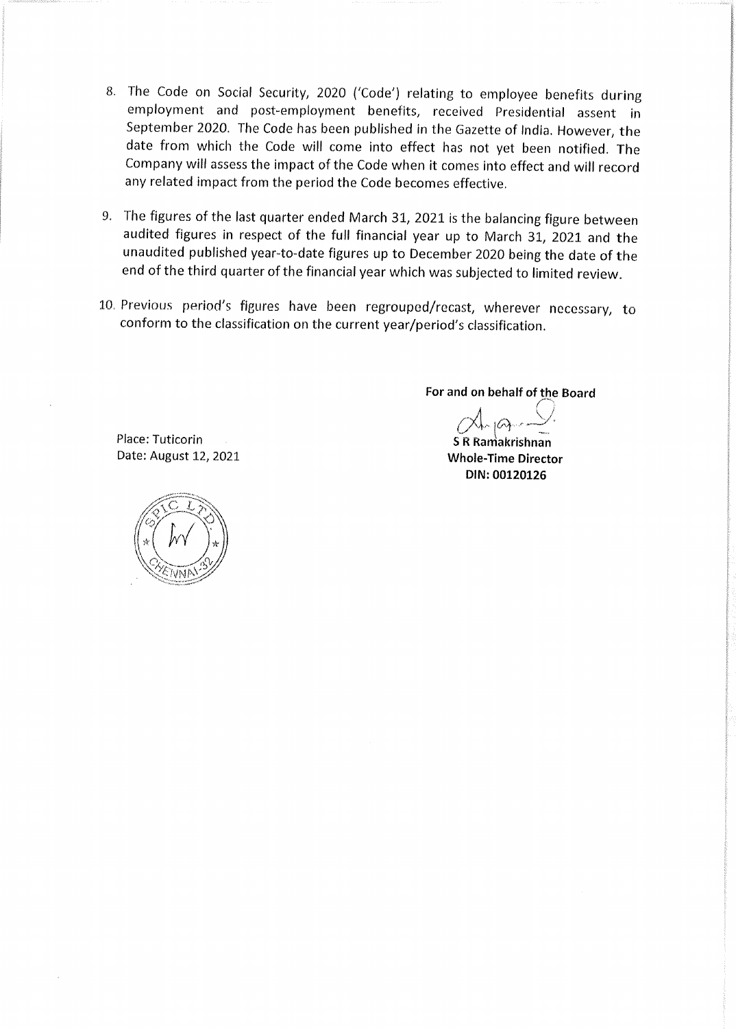8. The Code on Social Security, 2020 ('Code') relating to employee benefits during employment and post-employment benefits, received Presidential assent in September 2020. The Code has been published in the Gazette of India. However, the date from which the Code will come into effect has not yet been notified. The Company will assess the impact of the Code when it comes into effect and will record any related impact from the period the Code becomes effective.

9. The figures of the last quarter ended March 31, 2021 is the balancing figure between audited figures in respect of the full financial year up to March 31, 2021 and the unaudited published year-to-date figures up to December 2020 being the date of the end of the third quarter of the financial year which was subjected to limited review.

10. Previous period's figures have been regrouped/recast, wherever necessary, to conform to the classification on the current year/period's classification.

**For and on behalf of the Board**

**S R Ramakrishnan**
**Whole-Time Director**
**DIN: 00120126**

Place: Tuticorin
Date: August 12, 2021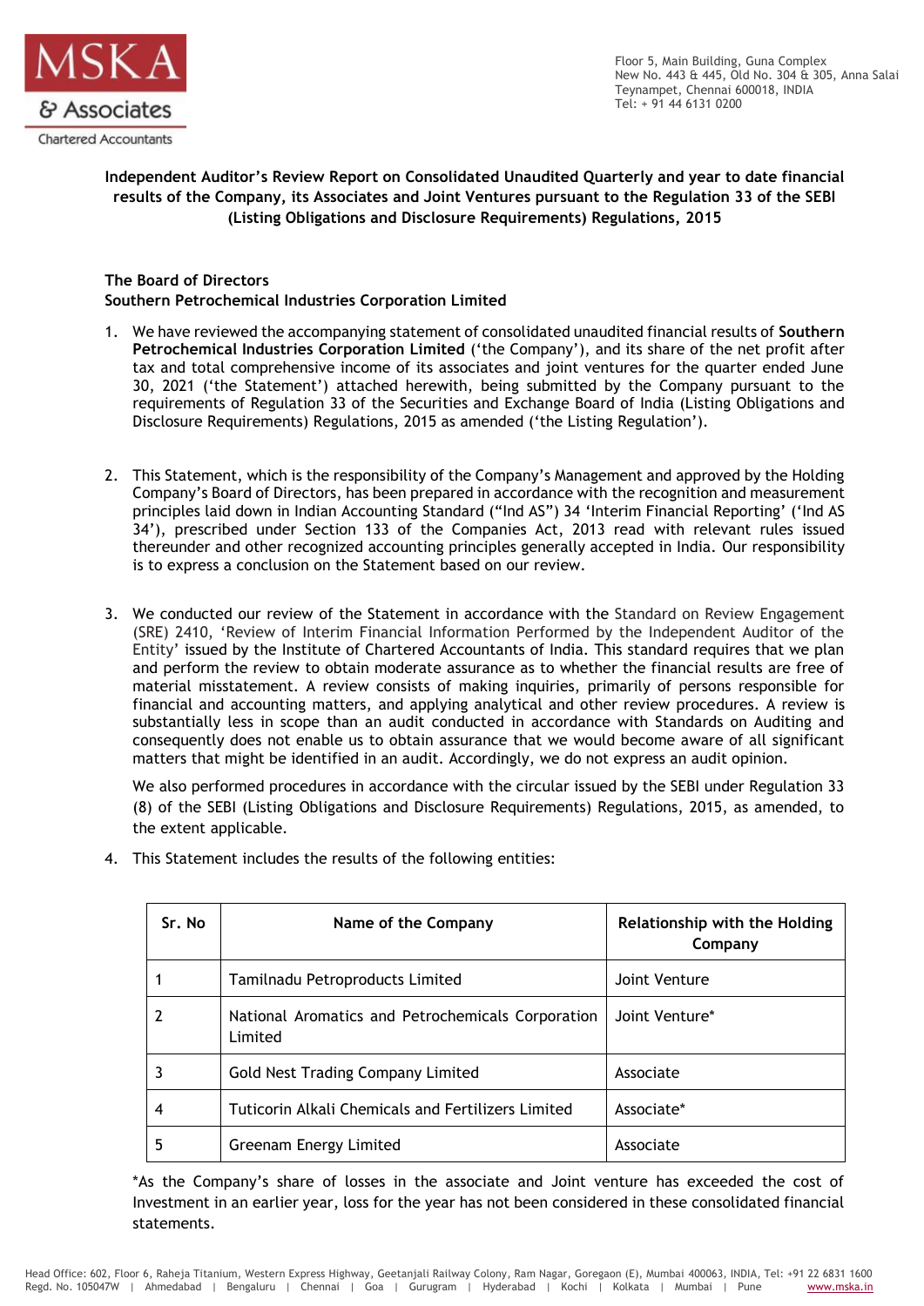MSKA & Associates
Chartered Accountants

Floor 5, Main Building, Guna Complex
New No. 443 & 445, Old No. 304 & 305, Anna Salai
Teynampet, Chennai 600018, INDIA
Tel: + 91 44 6131 0200

**Independent Auditor's Review Report on Consolidated Unaudited Quarterly and year to date financial results of the Company, its Associates and Joint Ventures pursuant to the Regulation 33 of the SEBI (Listing Obligations and Disclosure Requirements) Regulations, 2015**

**The Board of Directors**
**Southern Petrochemical Industries Corporation Limited**

1. We have reviewed the accompanying statement of consolidated unaudited financial results of **Southern Petrochemical Industries Corporation Limited** ('the Company'), and its share of the net profit after tax and total comprehensive income of its associates and joint ventures for the quarter ended June 30, 2021 ('the Statement') attached herewith, being submitted by the Company pursuant to the requirements of Regulation 33 of the Securities and Exchange Board of India (Listing Obligations and Disclosure Requirements) Regulations, 2015 as amended ('the Listing Regulation').

2. This Statement, which is the responsibility of the Company's Management and approved by the Holding Company's Board of Directors, has been prepared in accordance with the recognition and measurement principles laid down in Indian Accounting Standard ("Ind AS") 34 'Interim Financial Reporting' ('Ind AS 34'), prescribed under Section 133 of the Companies Act, 2013 read with relevant rules issued thereunder and other recognized accounting principles generally accepted in India. Our responsibility is to express a conclusion on the Statement based on our review.

3. We conducted our review of the Statement in accordance with the Standard on Review Engagement (SRE) 2410, 'Review of Interim Financial Information Performed by the Independent Auditor of the Entity' issued by the Institute of Chartered Accountants of India. This standard requires that we plan and perform the review to obtain moderate assurance as to whether the financial results are free of material misstatement. A review consists of making inquiries, primarily of persons responsible for financial and accounting matters, and applying analytical and other review procedures. A review is substantially less in scope than an audit conducted in accordance with Standards on Auditing and consequently does not enable us to obtain assurance that we would become aware of all significant matters that might be identified in an audit. Accordingly, we do not express an audit opinion.

   We also performed procedures in accordance with the circular issued by the SEBI under Regulation 33 (8) of the SEBI (Listing Obligations and Disclosure Requirements) Regulations, 2015, as amended, to the extent applicable.

4. This Statement includes the results of the following entities:

| Sr. No | Name of the Company | Relationship with the Holding Company |
|---|---|---|
| 1 | Tamilnadu Petroproducts Limited | Joint Venture |
| 2 | National Aromatics and Petrochemicals Corporation Limited | Joint Venture* |
| 3 | Gold Nest Trading Company Limited | Associate |
| 4 | Tuticorin Alkali Chemicals and Fertilizers Limited | Associate* |
| 5 | Greenam Energy Limited | Associate |

   *As the Company's share of losses in the associate and Joint venture has exceeded the cost of Investment in an earlier year, loss for the year has not been considered in these consolidated financial statements.

Head Office: 602, Floor 6, Raheja Titanium, Western Express Highway, Geetanjali Railway Colony, Ram Nagar, Goregaon (E), Mumbai 400063, INDIA, Tel: +91 22 6831 1600
Regd. No. 105047W | Ahmedabad | Bengaluru | Chennai | Goa | Gurugram | Hyderabad | Kochi | Kolkata | Mumbai | Pune www.mska.in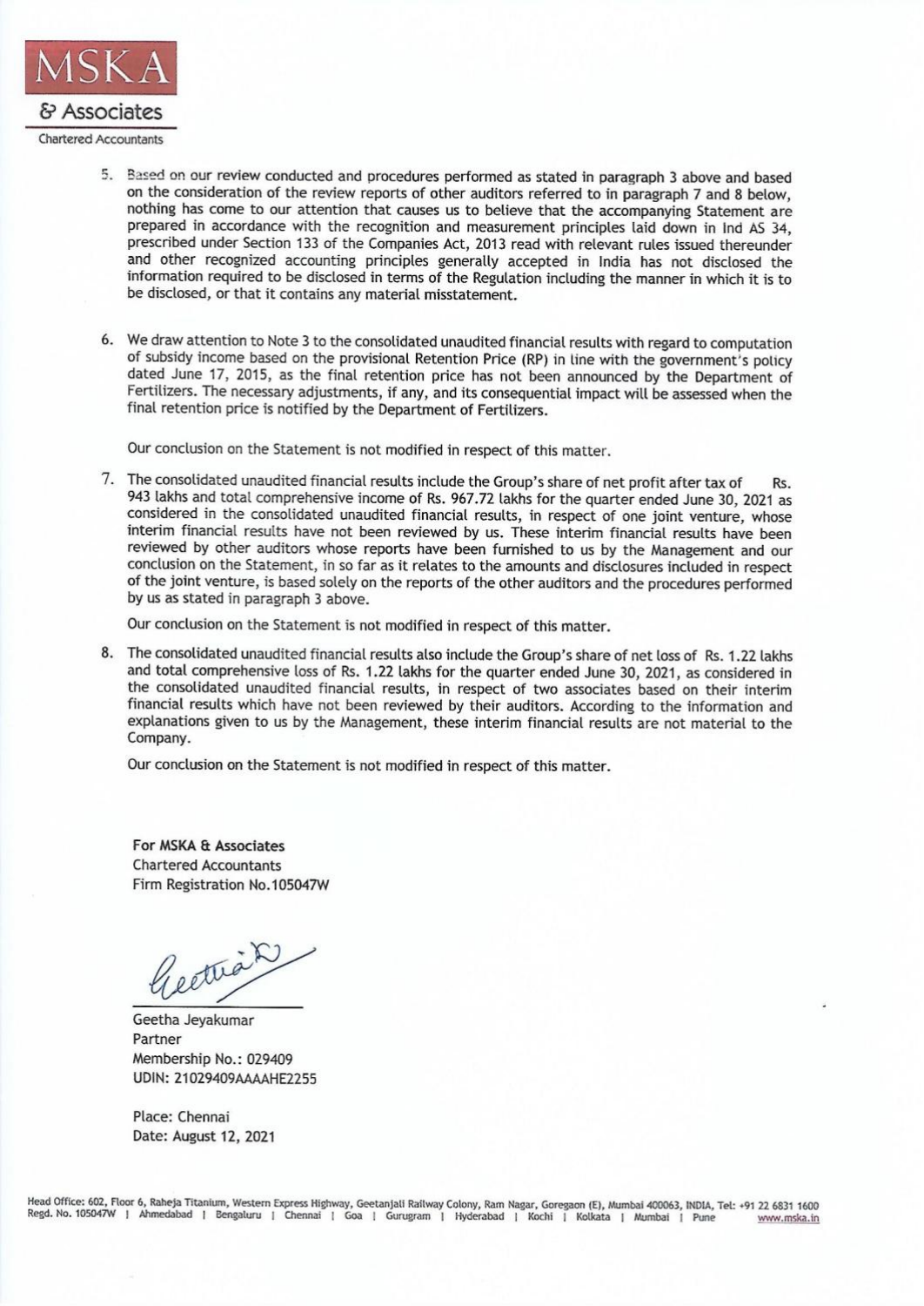**MSKA**

**& Associates**

Chartered Accountants

5. Based on our review conducted and procedures performed as stated in paragraph 3 above and based on the consideration of the review reports of other auditors referred to in paragraph 7 and 8 below, nothing has come to our attention that causes us to believe that the accompanying Statement are prepared in accordance with the recognition and measurement principles laid down in Ind AS 34, prescribed under Section 133 of the Companies Act, 2013 read with relevant rules issued thereunder and other recognized accounting principles generally accepted in India has not disclosed the information required to be disclosed in terms of the Regulation including the manner in which it is to be disclosed, or that it contains any material misstatement.

6. We draw attention to Note 3 to the consolidated unaudited financial results with regard to computation of subsidy income based on the provisional Retention Price (RP) in line with the government's policy dated June 17, 2015, as the final retention price has not been announced by the Department of Fertilizers. The necessary adjustments, if any, and its consequential impact will be assessed when the final retention price is notified by the Department of Fertilizers.

   Our conclusion on the Statement is not modified in respect of this matter.

7. The consolidated unaudited financial results include the Group's share of net profit after tax of Rs. 943 lakhs and total comprehensive income of Rs. 967.72 lakhs for the quarter ended June 30, 2021 as considered in the consolidated unaudited financial results, in respect of one joint venture, whose interim financial results have not been reviewed by us. These interim financial results have been reviewed by other auditors whose reports have been furnished to us by the Management and our conclusion on the Statement, in so far as it relates to the amounts and disclosures included in respect of the joint venture, is based solely on the reports of the other auditors and the procedures performed by us as stated in paragraph 3 above.

   Our conclusion on the Statement is not modified in respect of this matter.

8. The consolidated unaudited financial results also include the Group's share of net loss of Rs. 1.22 lakhs and total comprehensive loss of Rs. 1.22 lakhs for the quarter ended June 30, 2021, as considered in the consolidated unaudited financial results, in respect of two associates based on their interim financial results which have not been reviewed by their auditors. According to the information and explanations given to us by the Management, these interim financial results are not material to the Company.

   Our conclusion on the Statement is not modified in respect of this matter.

**For MSKA & Associates**
Chartered Accountants
Firm Registration No.105047W

Geetha Jeyakumar
Partner
Membership No.: 029409
UDIN: 21029409AAAAHE2255

Place: Chennai
Date: August 12, 2021

Head Office: 602, Floor 6, Raheja Titanium, Western Express Highway, Geetanjali Railway Colony, Ram Nagar, Goregaon (E), Mumbai 400063, INDIA, Tel: +91 22 6831 1600
Regd. No. 105047W | Ahmedabad | Bengaluru | Chennai | Goa | Gurugram | Hyderabad | Kochi | Kolkata | Mumbai | Pune www.mska.in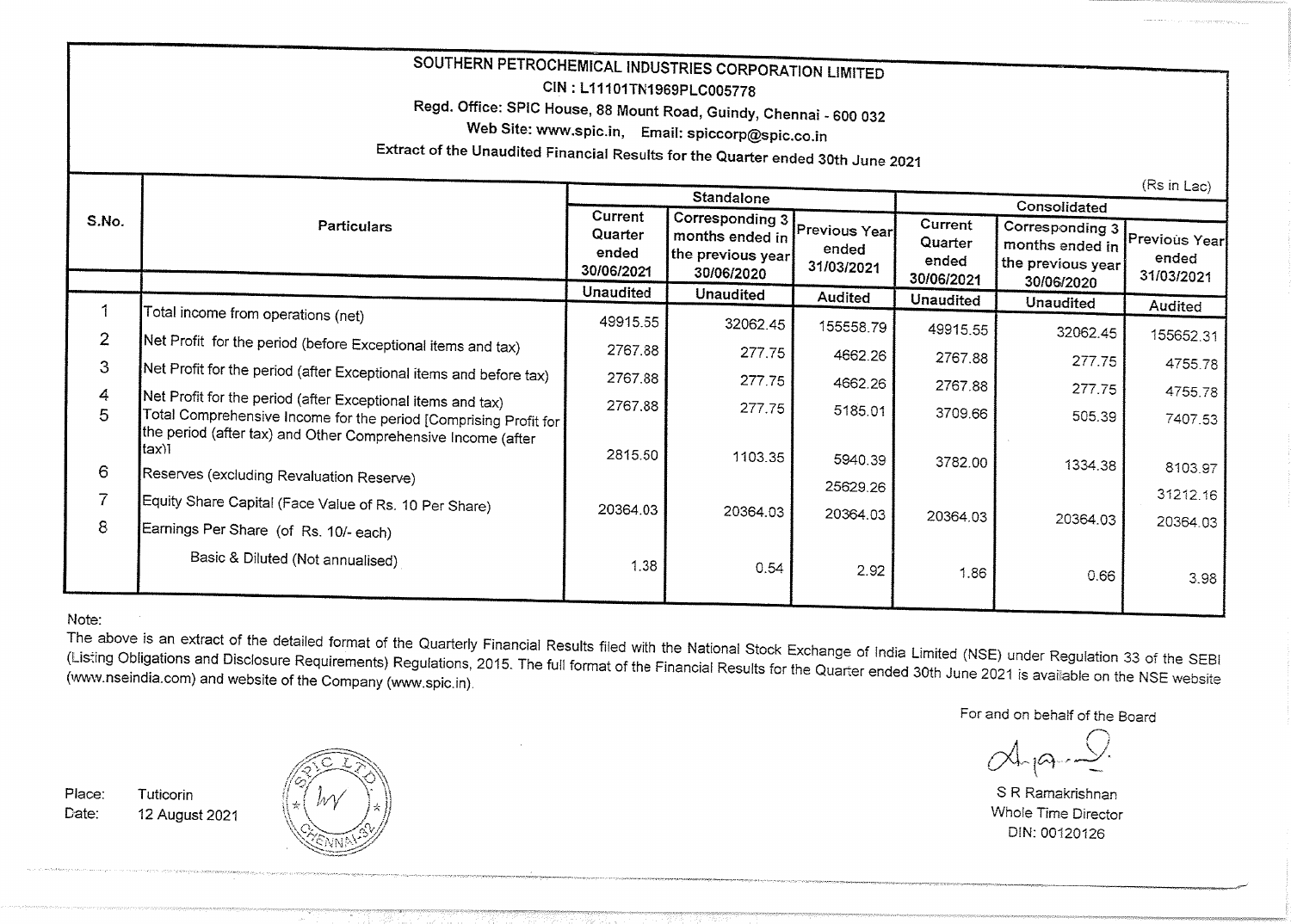# SOUTHERN PETROCHEMICAL INDUSTRIES CORPORATION LIMITED

CIN : L11101TN1969PLC005778

Regd. Office: SPIC House, 88 Mount Road, Guindy, Chennai - 600 032

Web Site: www.spic.in, Email: spiccorp@spic.co.in

Extract of the Unaudited Financial Results for the Quarter ended 30th June 2021

(Rs in Lac)

| S.No. | Particulars | Standalone | | | Consolidated | | |
|---|---|---|---|---|---|---|---|
| | | Current Quarter ended 30/06/2021 | Corresponding 3 months ended in the previous year 30/06/2020 | Previous Year ended 31/03/2021 | Current Quarter ended 30/06/2021 | Corresponding 3 months ended in the previous year 30/06/2020 | Previous Year ended 31/03/2021 |
| | | Unaudited | Unaudited | Audited | Unaudited | Unaudited | Audited |
| 1 | Total income from operations (net) | 49915.55 | 32062.45 | 155558.79 | 49915.55 | 32062.45 | 155652.31 |
| 2 | Net Profit for the period (before Exceptional items and tax) | 2767.88 | 277.75 | 4662.26 | 2767.88 | 277.75 | 4755.78 |
| 3 | Net Profit for the period (after Exceptional items and before tax) | 2767.88 | 277.75 | 4662.26 | 2767.88 | 277.75 | 4755.78 |
| 4 | Net Profit for the period (after Exceptional items and tax) | 2767.88 | 277.75 | 5185.01 | 3709.66 | 505.39 | 7407.53 |
| 5 | Total Comprehensive Income for the period [Comprising Profit for the period (after tax) and Other Comprehensive Income (after tax)] | 2815.50 | 1103.35 | 5940.39 | 3782.00 | 1334.38 | 8103.97 |
| 6 | Reserves (excluding Revaluation Reserve) | | | 25629.26 | | | 31212.16 |
| 7 | Equity Share Capital (Face Value of Rs. 10 Per Share) | 20364.03 | 20364.03 | 20364.03 | 20364.03 | 20364.03 | 20364.03 |
| 8 | Earnings Per Share (of Rs. 10/- each) | | | | | | |
| | Basic & Diluted (Not annualised) | 1.38 | 0.54 | 2.92 | 1.86 | 0.66 | 3.98 |

Note:

The above is an extract of the detailed format of the Quarterly Financial Results filed with the National Stock Exchange of India Limited (NSE) under Regulation 33 of the SEBI (Listing Obligations and Disclosure Requirements) Regulations, 2015. The full format of the Financial Results for the Quarter ended 30th June 2021 is available on the NSE website (www.nseindia.com) and website of the Company (www.spic.in).

For and on behalf of the Board

S R Ramakrishnan
Whole Time Director
DIN: 00120126

Place: Tuticorin
Date: 12 August 2021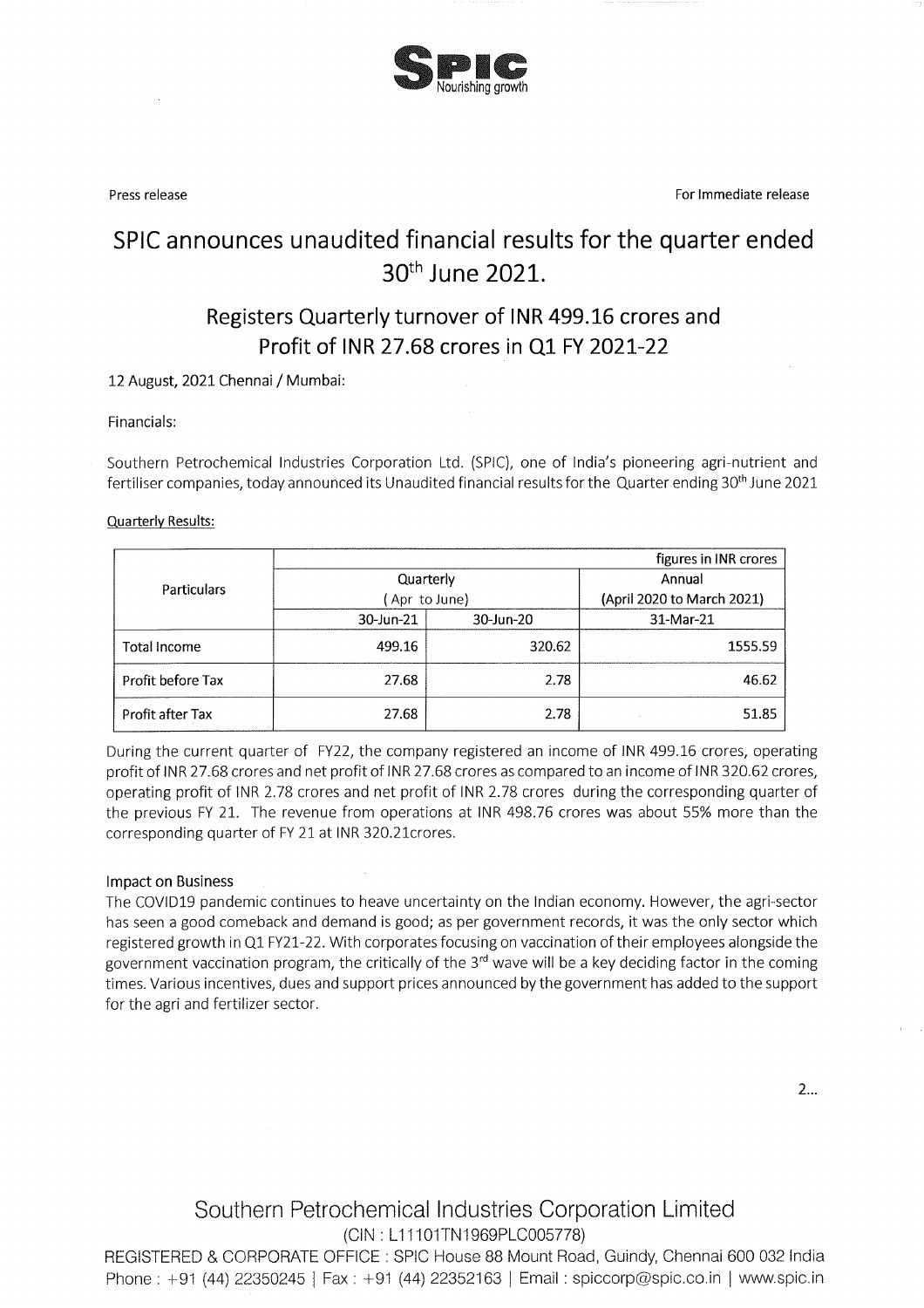SPIC
Nourishing growth

Press release

For Immediate release

# SPIC announces unaudited financial results for the quarter ended 30th June 2021.

## Registers Quarterly turnover of INR 499.16 crores and Profit of INR 27.68 crores in Q1 FY 2021-22

12 August, 2021 Chennai / Mumbai:

Financials:

Southern Petrochemical Industries Corporation Ltd. (SPIC), one of India's pioneering agri-nutrient and fertiliser companies, today announced its Unaudited financial results for the Quarter ending 30th June 2021

Quarterly Results:

| Particulars | figures in INR crores | | |
|---|---|---|---|
| | Quarterly ( Apr to June) | | Annual (April 2020 to March 2021) |
| | 30-Jun-21 | 30-Jun-20 | 31-Mar-21 |
| Total Income | 499.16 | 320.62 | 1555.59 |
| Profit before Tax | 27.68 | 2.78 | 46.62 |
| Profit after Tax | 27.68 | 2.78 | 51.85 |

During the current quarter of FY22, the company registered an income of INR 499.16 crores, operating profit of INR 27.68 crores and net profit of INR 27.68 crores as compared to an income of INR 320.62 crores, operating profit of INR 2.78 crores and net profit of INR 2.78 crores during the corresponding quarter of the previous FY 21. The revenue from operations at INR 498.76 crores was about 55% more than the corresponding quarter of FY 21 at INR 320.21crores.

### Impact on Business

The COVID19 pandemic continues to heave uncertainty on the Indian economy. However, the agri-sector has seen a good comeback and demand is good; as per government records, it was the only sector which registered growth in Q1 FY21-22. With corporates focusing on vaccination of their employees alongside the government vaccination program, the critically of the 3rd wave will be a key deciding factor in the coming times. Various incentives, dues and support prices announced by the government has added to the support for the agri and fertilizer sector.

2...

Southern Petrochemical Industries Corporation Limited
(CIN : L11101TN1969PLC005778)
REGISTERED & CORPORATE OFFICE : SPIC House 88 Mount Road, Guindy, Chennai 600 032 India
Phone : +91 (44) 22350245 | Fax : +91 (44) 22352163 | Email : spiccorp@spic.co.in | www.spic.in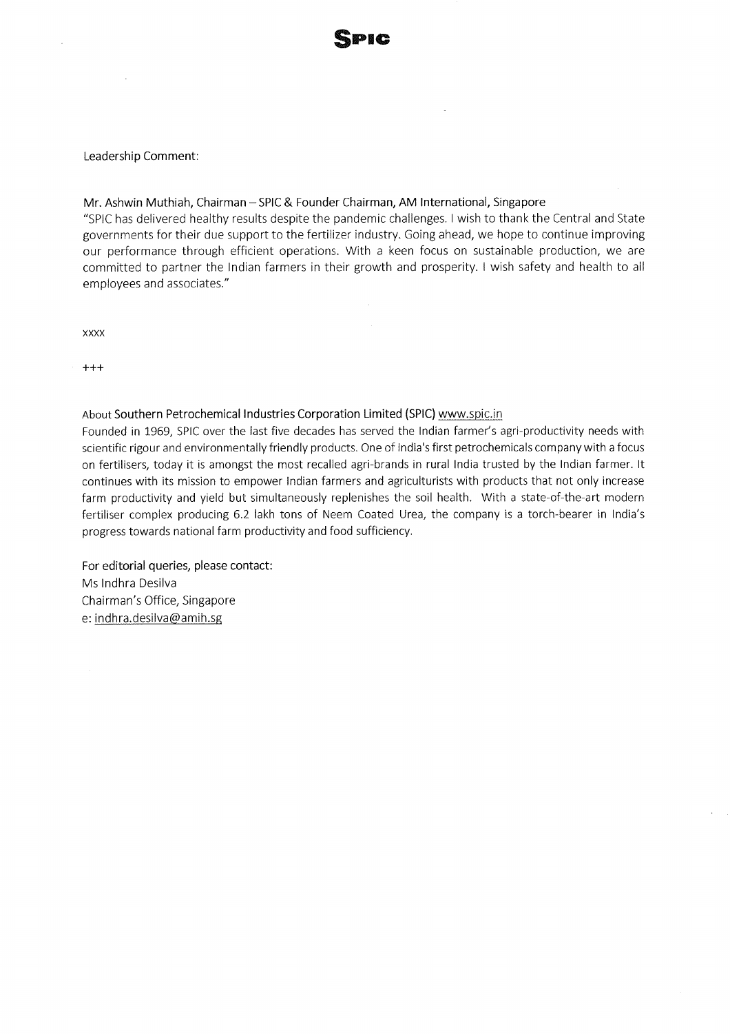# SPIC

Leadership Comment:

**Mr. Ashwin Muthiah, Chairman – SPIC & Founder Chairman, AM International, Singapore**

"SPIC has delivered healthy results despite the pandemic challenges. I wish to thank the Central and State governments for their due support to the fertilizer industry. Going ahead, we hope to continue improving our performance through efficient operations. With a keen focus on sustainable production, we are committed to partner the Indian farmers in their growth and prosperity. I wish safety and health to all employees and associates."

xxxx

+++

About **Southern Petrochemical Industries Corporation Limited (SPIC)** www.spic.in

Founded in 1969, SPIC over the last five decades has served the Indian farmer's agri-productivity needs with scientific rigour and environmentally friendly products. One of India's first petrochemicals company with a focus on fertilisers, today it is amongst the most recalled agri-brands in rural India trusted by the Indian farmer. It continues with its mission to empower Indian farmers and agriculturists with products that not only increase farm productivity and yield but simultaneously replenishes the soil health. With a state-of-the-art modern fertiliser complex producing 6.2 lakh tons of Neem Coated Urea, the company is a torch-bearer in India's progress towards national farm productivity and food sufficiency.

For editorial queries, please contact:
Ms Indhra Desilva
Chairman's Office, Singapore
e: indhra.desilva@amih.sg